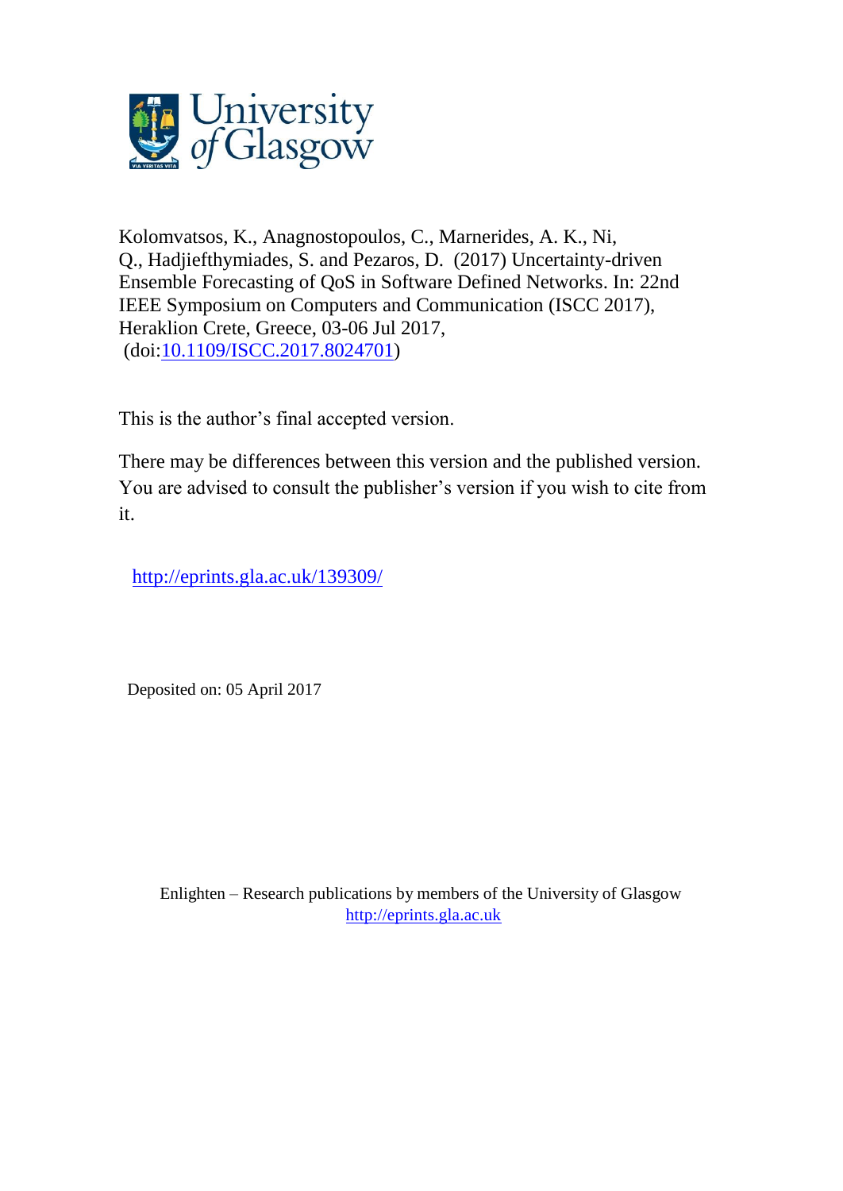University of Glasgow

Kolomvatsos, K., Anagnostopoulos, C., Marnerides, A. K., Ni, Q., Hadjiefthymiades, S. and Pezaros, D. (2017) Uncertainty-driven Ensemble Forecasting of QoS in Software Defined Networks. In: 22nd IEEE Symposium on Computers and Communication (ISCC 2017), Heraklion Crete, Greece, 03-06 Jul 2017, (doi:10.1109/ISCC.2017.8024701)

This is the author's final accepted version.

There may be differences between this version and the published version. You are advised to consult the publisher's version if you wish to cite from it.

http://eprints.gla.ac.uk/139309/

Deposited on: 05 April 2017

Enlighten – Research publications by members of the University of Glasgow
http://eprints.gla.ac.uk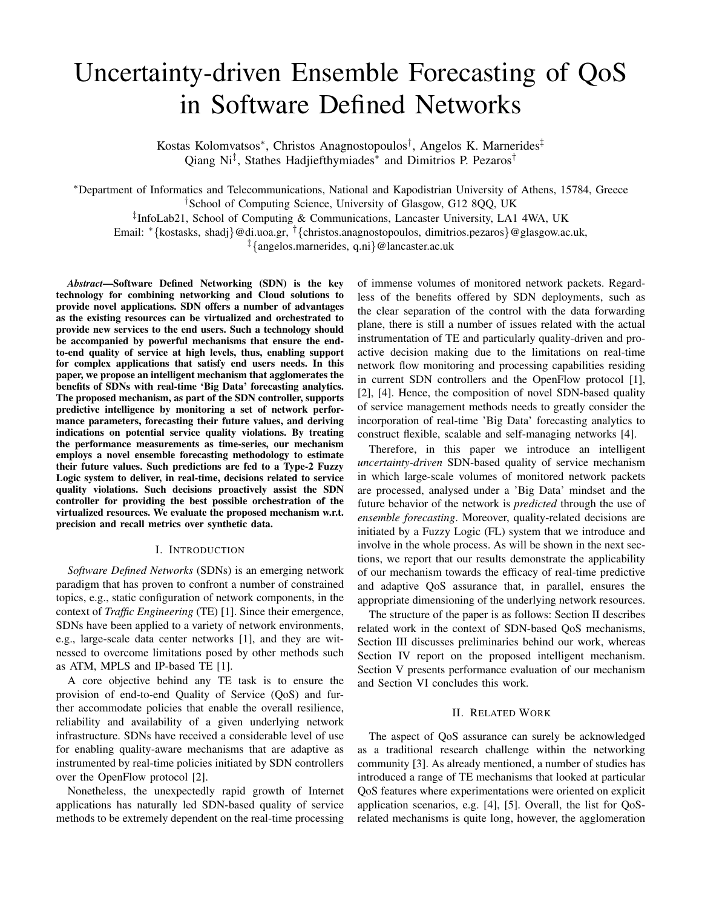# Uncertainty-driven Ensemble Forecasting of QoS in Software Defined Networks

Kostas Kolomvatsos*, Christos Anagnostopoulos†, Angelos K. Marnerides‡
Qiang Ni‡, Stathes Hadjiefthymiades* and Dimitrios P. Pezaros†

*Department of Informatics and Telecommunications, National and Kapodistrian University of Athens, 15784, Greece
†School of Computing Science, University of Glasgow, G12 8QQ, UK
‡InfoLab21, School of Computing & Communications, Lancaster University, LA1 4WA, UK
Email: *{kostasks, shadj}@di.uoa.gr, †{christos.anagnostopoulos, dimitrios.pezaros}@glasgow.ac.uk,
‡{angelos.marnerides, q.ni}@lancaster.ac.uk

***Abstract*—Software Defined Networking (SDN) is the key technology for combining networking and Cloud solutions to provide novel applications. SDN offers a number of advantages as the existing resources can be virtualized and orchestrated to provide new services to the end users. Such a technology should be accompanied by powerful mechanisms that ensure the end-to-end quality of service at high levels, thus, enabling support for complex applications that satisfy end users needs. In this paper, we propose an intelligent mechanism that agglomerates the benefits of SDNs with real-time 'Big Data' forecasting analytics. The proposed mechanism, as part of the SDN controller, supports predictive intelligence by monitoring a set of network performance parameters, forecasting their future values, and deriving indications on potential service quality violations. By treating the performance measurements as time-series, our mechanism employs a novel ensemble forecasting methodology to estimate their future values. Such predictions are fed to a Type-2 Fuzzy Logic system to deliver, in real-time, decisions related to service quality violations. Such decisions proactively assist the SDN controller for providing the best possible orchestration of the virtualized resources. We evaluate the proposed mechanism w.r.t. precision and recall metrics over synthetic data.**

## I. Introduction

*Software Defined Networks* (SDNs) is an emerging network paradigm that has proven to confront a number of constrained topics, e.g., static configuration of network components, in the context of *Traffic Engineering* (TE) [1]. Since their emergence, SDNs have been applied to a variety of network environments, e.g., large-scale data center networks [1], and they are witnessed to overcome limitations posed by other methods such as ATM, MPLS and IP-based TE [1].

A core objective behind any TE task is to ensure the provision of end-to-end Quality of Service (QoS) and further accommodate policies that enable the overall resilience, reliability and availability of a given underlying network infrastructure. SDNs have received a considerable level of use for enabling quality-aware mechanisms that are adaptive as instrumented by real-time policies initiated by SDN controllers over the OpenFlow protocol [2].

Nonetheless, the unexpectedly rapid growth of Internet applications has naturally led SDN-based quality of service methods to be extremely dependent on the real-time processing of immense volumes of monitored network packets. Regardless of the benefits offered by SDN deployments, such as the clear separation of the control with the data forwarding plane, there is still a number of issues related with the actual instrumentation of TE and particularly quality-driven and proactive decision making due to the limitations on real-time network flow monitoring and processing capabilities residing in current SDN controllers and the OpenFlow protocol [1], [2], [4]. Hence, the composition of novel SDN-based quality of service management methods needs to greatly consider the incorporation of real-time 'Big Data' forecasting analytics to construct flexible, scalable and self-managing networks [4].

Therefore, in this paper we introduce an intelligent *uncertainty-driven* SDN-based quality of service mechanism in which large-scale volumes of monitored network packets are processed, analysed under a 'Big Data' mindset and the future behavior of the network is *predicted* through the use of *ensemble forecasting*. Moreover, quality-related decisions are initiated by a Fuzzy Logic (FL) system that we introduce and involve in the whole process. As will be shown in the next sections, we report that our results demonstrate the applicability of our mechanism towards the efficacy of real-time predictive and adaptive QoS assurance that, in parallel, ensures the appropriate dimensioning of the underlying network resources.

The structure of the paper is as follows: Section II describes related work in the context of SDN-based QoS mechanisms, Section III discusses preliminaries behind our work, whereas Section IV report on the proposed intelligent mechanism. Section V presents performance evaluation of our mechanism and Section VI concludes this work.

## II. Related Work

The aspect of QoS assurance can surely be acknowledged as a traditional research challenge within the networking community [3]. As already mentioned, a number of studies has introduced a range of TE mechanisms that looked at particular QoS features where experimentations were oriented on explicit application scenarios, e.g. [4], [5]. Overall, the list for QoS-related mechanisms is quite long, however, the agglomeration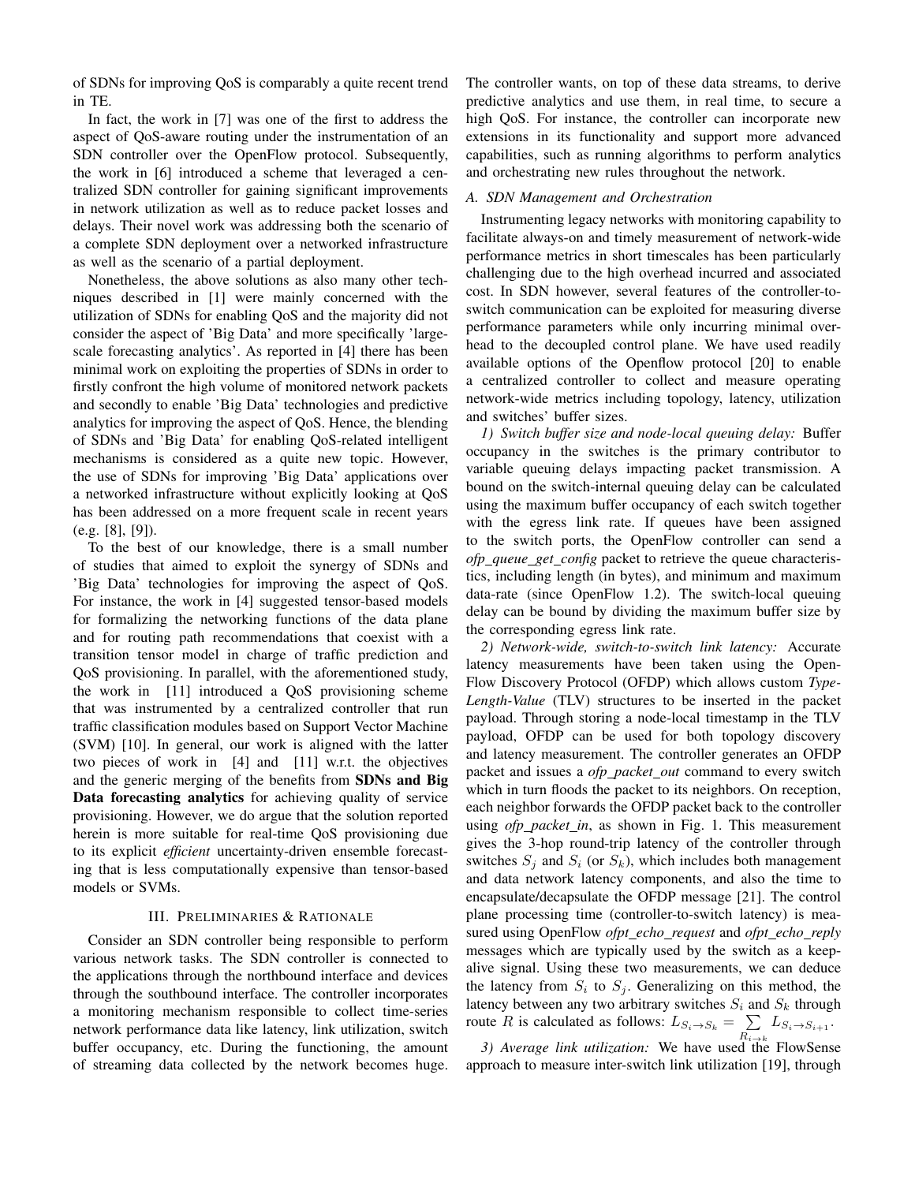of SDNs for improving QoS is comparably a quite recent trend in TE.

In fact, the work in [7] was one of the first to address the aspect of QoS-aware routing under the instrumentation of an SDN controller over the OpenFlow protocol. Subsequently, the work in [6] introduced a scheme that leveraged a centralized SDN controller for gaining significant improvements in network utilization as well as to reduce packet losses and delays. Their novel work was addressing both the scenario of a complete SDN deployment over a networked infrastructure as well as the scenario of a partial deployment.

Nonetheless, the above solutions as also many other techniques described in [1] were mainly concerned with the utilization of SDNs for enabling QoS and the majority did not consider the aspect of 'Big Data' and more specifically 'large-scale forecasting analytics'. As reported in [4] there has been minimal work on exploiting the properties of SDNs in order to firstly confront the high volume of monitored network packets and secondly to enable 'Big Data' technologies and predictive analytics for improving the aspect of QoS. Hence, the blending of SDNs and 'Big Data' for enabling QoS-related intelligent mechanisms is considered as a quite new topic. However, the use of SDNs for improving 'Big Data' applications over a networked infrastructure without explicitly looking at QoS has been addressed on a more frequent scale in recent years (e.g. [8], [9]).

To the best of our knowledge, there is a small number of studies that aimed to exploit the synergy of SDNs and 'Big Data' technologies for improving the aspect of QoS. For instance, the work in [4] suggested tensor-based models for formalizing the networking functions of the data plane and for routing path recommendations that coexist with a transition tensor model in charge of traffic prediction and QoS provisioning. In parallel, with the aforementioned study, the work in [11] introduced a QoS provisioning scheme that was instrumented by a centralized controller that run traffic classification modules based on Support Vector Machine (SVM) [10]. In general, our work is aligned with the latter two pieces of work in [4] and [11] w.r.t. the objectives and the generic merging of the benefits from **SDNs and Big Data forecasting analytics** for achieving quality of service provisioning. However, we do argue that the solution reported herein is more suitable for real-time QoS provisioning due to its explicit *efficient* uncertainty-driven ensemble forecasting that is less computationally expensive than tensor-based models or SVMs.

## III. Preliminaries & Rationale

Consider an SDN controller being responsible to perform various network tasks. The SDN controller is connected to the applications through the northbound interface and devices through the southbound interface. The controller incorporates a monitoring mechanism responsible to collect time-series network performance data like latency, link utilization, switch buffer occupancy, etc. During the functioning, the amount of streaming data collected by the network becomes huge. The controller wants, on top of these data streams, to derive predictive analytics and use them, in real time, to secure a high QoS. For instance, the controller can incorporate new extensions in its functionality and support more advanced capabilities, such as running algorithms to perform analytics and orchestrating new rules throughout the network.

### A. SDN Management and Orchestration

Instrumenting legacy networks with monitoring capability to facilitate always-on and timely measurement of network-wide performance metrics in short timescales has been particularly challenging due to the high overhead incurred and associated cost. In SDN however, several features of the controller-to-switch communication can be exploited for measuring diverse performance parameters while only incurring minimal overhead to the decoupled control plane. We have used readily available options of the Openflow protocol [20] to enable a centralized controller to collect and measure operating network-wide metrics including topology, latency, utilization and switches' buffer sizes.

*1) Switch buffer size and node-local queuing delay:* Buffer occupancy in the switches is the primary contributor to variable queuing delays impacting packet transmission. A bound on the switch-internal queuing delay can be calculated using the maximum buffer occupancy of each switch together with the egress link rate. If queues have been assigned to the switch ports, the OpenFlow controller can send a *ofp_queue_get_config* packet to retrieve the queue characteristics, including length (in bytes), and minimum and maximum data-rate (since OpenFlow 1.2). The switch-local queuing delay can be bound by dividing the maximum buffer size by the corresponding egress link rate.

*2) Network-wide, switch-to-switch link latency:* Accurate latency measurements have been taken using the OpenFlow Discovery Protocol (OFDP) which allows custom *Type-Length-Value* (TLV) structures to be inserted in the packet payload. Through storing a node-local timestamp in the TLV payload, OFDP can be used for both topology discovery and latency measurement. The controller generates an OFDP packet and issues a *ofp_packet_out* command to every switch which in turn floods the packet to its neighbors. On reception, each neighbor forwards the OFDP packet back to the controller using *ofp_packet_in*, as shown in Fig. 1. This measurement gives the 3-hop round-trip latency of the controller through switches $S_j$ and $S_i$ (or $S_k$), which includes both management and data network latency components, and also the time to encapsulate/decapsulate the OFDP message [21]. The control plane processing time (controller-to-switch latency) is measured using OpenFlow *ofpt_echo_request* and *ofpt_echo_reply* messages which are typically used by the switch as a keep-alive signal. Using these two measurements, we can deduce the latency from $S_i$ to $S_j$. Generalizing on this method, the latency between any two arbitrary switches $S_i$ and $S_k$ through route $R$ is calculated as follows: $L_{S_i \to S_k} = \sum_{R_{i \to k}} L_{S_i \to S_{i+1}}$.

*3) Average link utilization:* We have used the FlowSense approach to measure inter-switch link utilization [19], through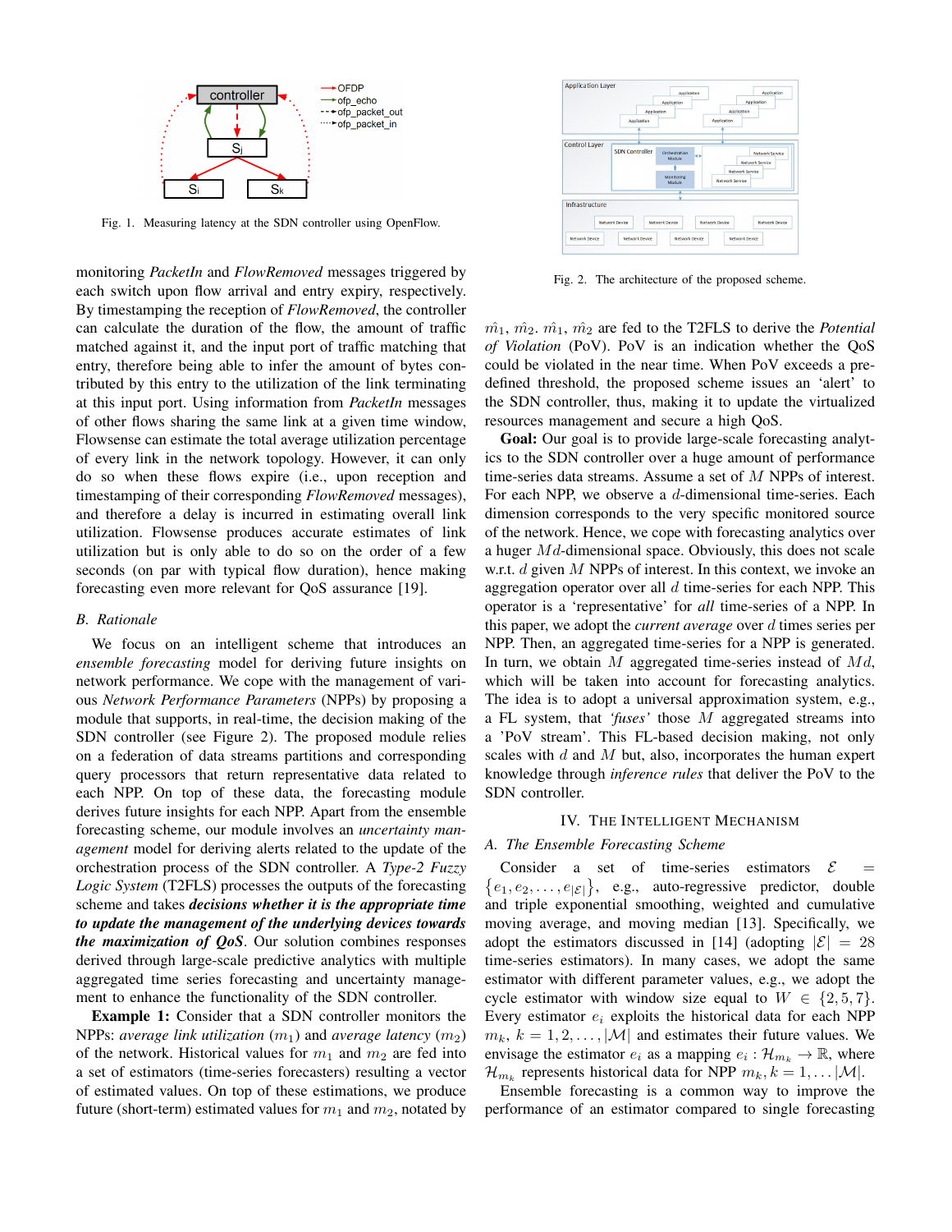Fig. 1. Measuring latency at the SDN controller using OpenFlow.

monitoring *PacketIn* and *FlowRemoved* messages triggered by each switch upon flow arrival and entry expiry, respectively. By timestamping the reception of *FlowRemoved*, the controller can calculate the duration of the flow, the amount of traffic matched against it, and the input port of traffic matching that entry, therefore being able to infer the amount of bytes contributed by this entry to the utilization of the link terminating at this input port. Using information from *PacketIn* messages of other flows sharing the same link at a given time window, Flowsense can estimate the total average utilization percentage of every link in the network topology. However, it can only do so when these flows expire (i.e., upon reception and timestamping of their corresponding *FlowRemoved* messages), and therefore a delay is incurred in estimating overall link utilization. Flowsense produces accurate estimates of link utilization but is only able to do so on the order of a few seconds (on par with typical flow duration), hence making forecasting even more relevant for QoS assurance [19].

### B. Rationale

We focus on an intelligent scheme that introduces an *ensemble forecasting* model for deriving future insights on network performance. We cope with the management of various *Network Performance Parameters* (NPPs) by proposing a module that supports, in real-time, the decision making of the SDN controller (see Figure 2). The proposed module relies on a federation of data streams partitions and corresponding query processors that return representative data related to each NPP. On top of these data, the forecasting module derives future insights for each NPP. Apart from the ensemble forecasting scheme, our module involves an *uncertainty management* model for deriving alerts related to the update of the orchestration process of the SDN controller. A *Type-2 Fuzzy Logic System* (T2FLS) processes the outputs of the forecasting scheme and takes ***decisions whether it is the appropriate time to update the management of the underlying devices towards the maximization of QoS***. Our solution combines responses derived through large-scale predictive analytics with multiple aggregated time series forecasting and uncertainty management to enhance the functionality of the SDN controller.

**Example 1:** Consider that a SDN controller monitors the NPPs: *average link utilization* ($m_1$) and *average latency* ($m_2$) of the network. Historical values for $m_1$ and $m_2$ are fed into a set of estimators (time-series forecasters) resulting a vector of estimated values. On top of these estimations, we produce future (short-term) estimated values for $m_1$ and $m_2$, notated by $\hat{m}_1$, $\hat{m}_2$. $\hat{m}_1$, $\hat{m}_2$ are fed to the T2FLS to derive the *Potential of Violation* (PoV). PoV is an indication whether the QoS could be violated in the near time. When PoV exceeds a predefined threshold, the proposed scheme issues an 'alert' to the SDN controller, thus, making it to update the virtualized resources management and secure a high QoS.

Fig. 2. The architecture of the proposed scheme.

**Goal:** Our goal is to provide large-scale forecasting analytics to the SDN controller over a huge amount of performance time-series data streams. Assume a set of $M$ NPPs of interest. For each NPP, we observe a $d$-dimensional time-series. Each dimension corresponds to the very specific monitored source of the network. Hence, we cope with forecasting analytics over a huger $Md$-dimensional space. Obviously, this does not scale w.r.t. $d$ given $M$ NPPs of interest. In this context, we invoke an aggregation operator over all $d$ time-series for each NPP. This operator is a 'representative' for *all* time-series of a NPP. In this paper, we adopt the *current average* over $d$ times series per NPP. Then, an aggregated time-series for a NPP is generated. In turn, we obtain $M$ aggregated time-series instead of $Md$, which will be taken into account for forecasting analytics. The idea is to adopt a universal approximation system, e.g., a FL system, that *'fuses'* those $M$ aggregated streams into a 'PoV stream'. This FL-based decision making, not only scales with $d$ and $M$ but, also, incorporates the human expert knowledge through *inference rules* that deliver the PoV to the SDN controller.

## IV. The Intelligent Mechanism

### A. The Ensemble Forecasting Scheme

Consider a set of time-series estimators $\mathcal{E} = \{e_1, e_2, \ldots, e_{|\mathcal{E}|}\}$, e.g., auto-regressive predictor, double and triple exponential smoothing, weighted and cumulative moving average, and moving median [13]. Specifically, we adopt the estimators discussed in [14] (adopting $|\mathcal{E}| = 28$ time-series estimators). In many cases, we adopt the same estimator with different parameter values, e.g., we adopt the cycle estimator with window size equal to $W \in \{2, 5, 7\}$. Every estimator $e_i$ exploits the historical data for each NPP $m_k$, $k = 1, 2, \ldots, |\mathcal{M}|$ and estimates their future values. We envisage the estimator $e_i$ as a mapping $e_i : \mathcal{H}_{m_k} \rightarrow \mathbb{R}$, where $\mathcal{H}_{m_k}$ represents historical data for NPP $m_k, k = 1, \ldots |\mathcal{M}|$.

Ensemble forecasting is a common way to improve the performance of an estimator compared to single forecasting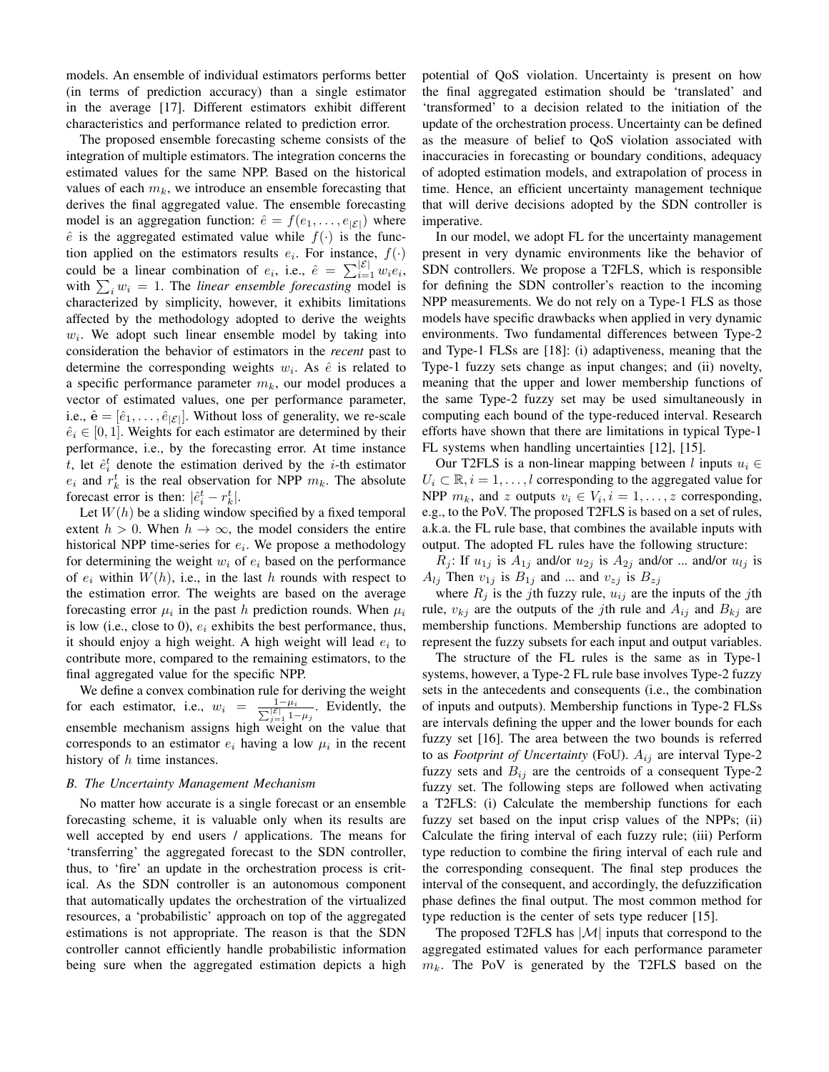models. An ensemble of individual estimators performs better (in terms of prediction accuracy) than a single estimator in the average [17]. Different estimators exhibit different characteristics and performance related to prediction error.

The proposed ensemble forecasting scheme consists of the integration of multiple estimators. The integration concerns the estimated values for the same NPP. Based on the historical values of each $m_k$, we introduce an ensemble forecasting that derives the final aggregated value. The ensemble forecasting model is an aggregation function: $\hat{e} = f(e_1, \ldots, e_{|\mathcal{E}|})$ where $\hat{e}$ is the aggregated estimated value while $f(\cdot)$ is the function applied on the estimators results $e_i$. For instance, $f(\cdot)$ could be a linear combination of $e_i$, i.e., $\hat{e} = \sum_{i=1}^{|\mathcal{E}|} w_i e_i$, with $\sum_i w_i = 1$. The *linear ensemble forecasting* model is characterized by simplicity, however, it exhibits limitations affected by the methodology adopted to derive the weights $w_i$. We adopt such linear ensemble model by taking into consideration the behavior of estimators in the *recent* past to determine the corresponding weights $w_i$. As $\hat{e}$ is related to a specific performance parameter $m_k$, our model produces a vector of estimated values, one per performance parameter, i.e., $\hat{\mathbf{e}} = [\hat{e}_1, \ldots, \hat{e}_{|\mathcal{E}|}]$. Without loss of generality, we re-scale $\hat{e}_i \in [0, 1]$. Weights for each estimator are determined by their performance, i.e., by the forecasting error. At time instance $t$, let $\hat{e}_i^t$ denote the estimation derived by the $i$-th estimator $e_i$ and $r_k^t$ is the real observation for NPP $m_k$. The absolute forecast error is then: $|\hat{e}_i^t - r_k^t|$.

Let $W(h)$ be a sliding window specified by a fixed temporal extent $h > 0$. When $h \to \infty$, the model considers the entire historical NPP time-series for $e_i$. We propose a methodology for determining the weight $w_i$ of $e_i$ based on the performance of $e_i$ within $W(h)$, i.e., in the last $h$ rounds with respect to the estimation error. The weights are based on the average forecasting error $\mu_i$ in the past $h$ prediction rounds. When $\mu_i$ is low (i.e., close to 0), $e_i$ exhibits the best performance, thus, it should enjoy a high weight. A high weight will lead $e_i$ to contribute more, compared to the remaining estimators, to the final aggregated value for the specific NPP.

We define a convex combination rule for deriving the weight for each estimator, i.e., $w_i = \frac{1-\mu_i}{\sum_{j=1}^{|\mathcal{E}|} 1-\mu_j}$. Evidently, the ensemble mechanism assigns high weight on the value that corresponds to an estimator $e_i$ having a low $\mu_i$ in the recent history of $h$ time instances.

### B. The Uncertainty Management Mechanism

No matter how accurate is a single forecast or an ensemble forecasting scheme, it is valuable only when its results are well accepted by end users / applications. The means for 'transferring' the aggregated forecast to the SDN controller, thus, to 'fire' an update in the orchestration process is critical. As the SDN controller is an autonomous component that automatically updates the orchestration of the virtualized resources, a 'probabilistic' approach on top of the aggregated estimations is not appropriate. The reason is that the SDN controller cannot efficiently handle probabilistic information being sure when the aggregated estimation depicts a high potential of QoS violation. Uncertainty is present on how the final aggregated estimation should be 'translated' and 'transformed' to a decision related to the initiation of the update of the orchestration process. Uncertainty can be defined as the measure of belief to QoS violation associated with inaccuracies in forecasting or boundary conditions, adequacy of adopted estimation models, and extrapolation of process in time. Hence, an efficient uncertainty management technique that will derive decisions adopted by the SDN controller is imperative.

In our model, we adopt FL for the uncertainty management present in very dynamic environments like the behavior of SDN controllers. We propose a T2FLS, which is responsible for defining the SDN controller's reaction to the incoming NPP measurements. We do not rely on a Type-1 FLS as those models have specific drawbacks when applied in very dynamic environments. Two fundamental differences between Type-2 and Type-1 FLSs are [18]: (i) adaptiveness, meaning that the Type-1 fuzzy sets change as input changes; and (ii) novelty, meaning that the upper and lower membership functions of the same Type-2 fuzzy set may be used simultaneously in computing each bound of the type-reduced interval. Research efforts have shown that there are limitations in typical Type-1 FL systems when handling uncertainties [12], [15].

Our T2FLS is a non-linear mapping between $l$ inputs $u_i \in U_i \subset \mathbb{R}, i = 1, \ldots, l$ corresponding to the aggregated value for NPP $m_k$, and $z$ outputs $v_i \in V_i, i = 1, \ldots, z$ corresponding, e.g., to the PoV. The proposed T2FLS is based on a set of rules, a.k.a. the FL rule base, that combines the available inputs with output. The adopted FL rules have the following structure:

$R_j$: If $u_{1j}$ is $A_{1j}$ and/or $u_{2j}$ is $A_{2j}$ and/or ... and/or $u_{lj}$ is $A_{lj}$ Then $v_{1j}$ is $B_{1j}$ and ... and $v_{zj}$ is $B_{zj}$

where $R_j$ is the $j$th fuzzy rule, $u_{ij}$ are the inputs of the $j$th rule, $v_{kj}$ are the outputs of the $j$th rule and $A_{ij}$ and $B_{kj}$ are membership functions. Membership functions are adopted to represent the fuzzy subsets for each input and output variables.

The structure of the FL rules is the same as in Type-1 systems, however, a Type-2 FL rule base involves Type-2 fuzzy sets in the antecedents and consequents (i.e., the combination of inputs and outputs). Membership functions in Type-2 FLSs are intervals defining the upper and the lower bounds for each fuzzy set [16]. The area between the two bounds is referred to as *Footprint of Uncertainty* (FoU). $A_{ij}$ are interval Type-2 fuzzy sets and $B_{ij}$ are the centroids of a consequent Type-2 fuzzy set. The following steps are followed when activating a T2FLS: (i) Calculate the membership functions for each fuzzy set based on the input crisp values of the NPPs; (ii) Calculate the firing interval of each fuzzy rule; (iii) Perform type reduction to combine the firing interval of each rule and the corresponding consequent. The final step produces the interval of the consequent, and accordingly, the defuzzification phase defines the final output. The most common method for type reduction is the center of sets type reducer [15].

The proposed T2FLS has $|\mathcal{M}|$ inputs that correspond to the aggregated estimated values for each performance parameter $m_k$. The PoV is generated by the T2FLS based on the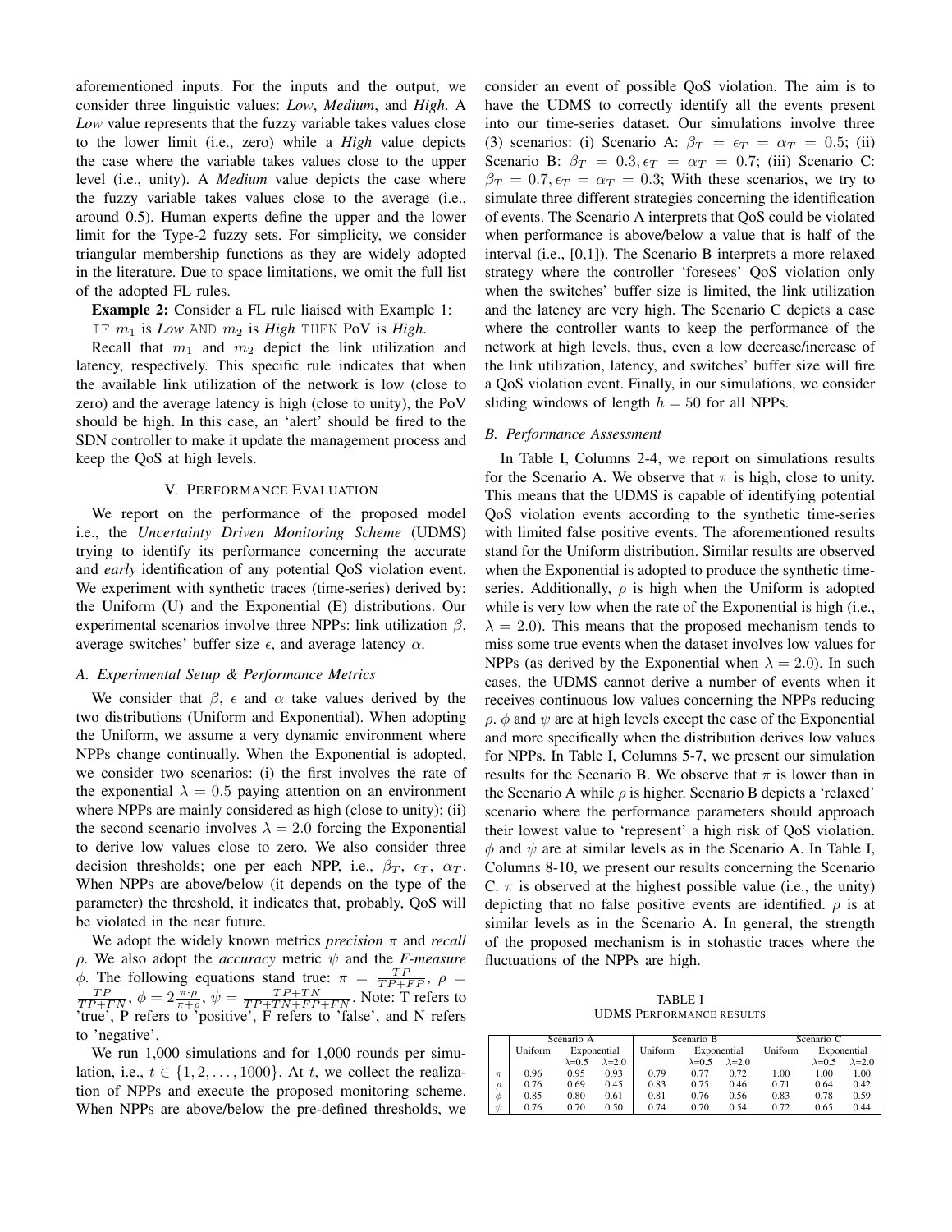aforementioned inputs. For the inputs and the output, we consider three linguistic values: *Low*, *Medium*, and *High*. A *Low* value represents that the fuzzy variable takes values close to the lower limit (i.e., zero) while a *High* value depicts the case where the variable takes values close to the upper level (i.e., unity). A *Medium* value depicts the case where the fuzzy variable takes values close to the average (i.e., around 0.5). Human experts define the upper and the lower limit for the Type-2 fuzzy sets. For simplicity, we consider triangular membership functions as they are widely adopted in the literature. Due to space limitations, we omit the full list of the adopted FL rules.

**Example 2:** Consider a FL rule liaised with Example 1:
IF $m_1$ is *Low* AND $m_2$ is *High* THEN PoV is *High*.

Recall that $m_1$ and $m_2$ depict the link utilization and latency, respectively. This specific rule indicates that when the available link utilization of the network is low (close to zero) and the average latency is high (close to unity), the PoV should be high. In this case, an 'alert' should be fired to the SDN controller to make it update the management process and keep the QoS at high levels.

# V. Performance Evaluation

We report on the performance of the proposed model i.e., the *Uncertainty Driven Monitoring Scheme* (UDMS) trying to identify its performance concerning the accurate and *early* identification of any potential QoS violation event. We experiment with synthetic traces (time-series) derived by: the Uniform (U) and the Exponential (E) distributions. Our experimental scenarios involve three NPPs: link utilization $\beta$, average switches' buffer size $\epsilon$, and average latency $\alpha$.

## A. Experimental Setup & Performance Metrics

We consider that $\beta$, $\epsilon$ and $\alpha$ take values derived by the two distributions (Uniform and Exponential). When adopting the Uniform, we assume a very dynamic environment where NPPs change continually. When the Exponential is adopted, we consider two scenarios: (i) the first involves the rate of the exponential $\lambda = 0.5$ paying attention on an environment where NPPs are mainly considered as high (close to unity); (ii) the second scenario involves $\lambda = 2.0$ forcing the Exponential to derive low values close to zero. We also consider three decision thresholds; one per each NPP, i.e., $\beta_T$, $\epsilon_T$, $\alpha_T$. When NPPs are above/below (it depends on the type of the parameter) the threshold, it indicates that, probably, QoS will be violated in the near future.

We adopt the widely known metrics *precision* $\pi$ and *recall* $\rho$. We also adopt the *accuracy* metric $\psi$ and the *F-measure* $\phi$. The following equations stand true: $\pi = \frac{TP}{TP+FP}$, $\rho = \frac{TP}{TP+FN}$, $\phi = 2\frac{\pi \cdot \rho}{\pi + \rho}$, $\psi = \frac{TP+TN}{TP+TN+FP+FN}$. Note: T refers to 'true', P refers to 'positive', F refers to 'false', and N refers to 'negative'.

We run 1,000 simulations and for 1,000 rounds per simulation, i.e., $t \in \{1, 2, \ldots, 1000\}$. At $t$, we collect the realization of NPPs and execute the proposed monitoring scheme. When NPPs are above/below the pre-defined thresholds, we consider an event of possible QoS violation. The aim is to have the UDMS to correctly identify all the events present into our time-series dataset. Our simulations involve three (3) scenarios: (i) Scenario A: $\beta_T = \epsilon_T = \alpha_T = 0.5$; (ii) Scenario B: $\beta_T = 0.3, \epsilon_T = \alpha_T = 0.7$; (iii) Scenario C: $\beta_T = 0.7, \epsilon_T = \alpha_T = 0.3$; With these scenarios, we try to simulate three different strategies concerning the identification of events. The Scenario A interprets that QoS could be violated when performance is above/below a value that is half of the interval (i.e., [0,1]). The Scenario B interprets a more relaxed strategy where the controller 'foresees' QoS violation only when the switches' buffer size is limited, the link utilization and the latency are very high. The Scenario C depicts a case where the controller wants to keep the performance of the network at high levels, thus, even a low decrease/increase of the link utilization, latency, and switches' buffer size will fire a QoS violation event. Finally, in our simulations, we consider sliding windows of length $h = 50$ for all NPPs.

## B. Performance Assessment

In Table I, Columns 2-4, we report on simulations results for the Scenario A. We observe that $\pi$ is high, close to unity. This means that the UDMS is capable of identifying potential QoS violation events according to the synthetic time-series with limited false positive events. The aforementioned results stand for the Uniform distribution. Similar results are observed when the Exponential is adopted to produce the synthetic time-series. Additionally, $\rho$ is high when the Uniform is adopted while is very low when the rate of the Exponential is high (i.e., $\lambda = 2.0$). This means that the proposed mechanism tends to miss some true events when the dataset involves low values for NPPs (as derived by the Exponential when $\lambda = 2.0$). In such cases, the UDMS cannot derive a number of events when it receives continuous low values concerning the NPPs reducing $\rho$. $\phi$ and $\psi$ are at high levels except the case of the Exponential and more specifically when the distribution derives low values for NPPs. In Table I, Columns 5-7, we present our simulation results for the Scenario B. We observe that $\pi$ is lower than in the Scenario A while $\rho$ is higher. Scenario B depicts a 'relaxed' scenario where the performance parameters should approach their lowest value to 'represent' a high risk of QoS violation. $\phi$ and $\psi$ are at similar levels as in the Scenario A. In Table I, Columns 8-10, we present our results concerning the Scenario C. $\pi$ is observed at the highest possible value (i.e., the unity) depicting that no false positive events are identified. $\rho$ is at similar levels as in the Scenario A. In general, the strength of the proposed mechanism is in stohastic traces where the fluctuations of the NPPs are high.

TABLE I
UDMS Performance results

| | Scenario A | | | Scenario B | | | Scenario C | | |
|---|---|---|---|---|---|---|---|---|---|
| | Uniform | Exponential | | Uniform | Exponential | | Uniform | Exponential | |
| | | $\lambda$=0.5 | $\lambda$=2.0 | | $\lambda$=0.5 | $\lambda$=2.0 | | $\lambda$=0.5 | $\lambda$=2.0 |
| $\pi$ | 0.96 | 0.95 | 0.93 | 0.79 | 0.77 | 0.72 | 1.00 | 1.00 | 1.00 |
| $\rho$ | 0.76 | 0.69 | 0.45 | 0.83 | 0.75 | 0.46 | 0.71 | 0.64 | 0.42 |
| $\phi$ | 0.85 | 0.80 | 0.61 | 0.81 | 0.76 | 0.56 | 0.83 | 0.78 | 0.59 |
| $\psi$ | 0.76 | 0.70 | 0.50 | 0.74 | 0.70 | 0.54 | 0.72 | 0.65 | 0.44 |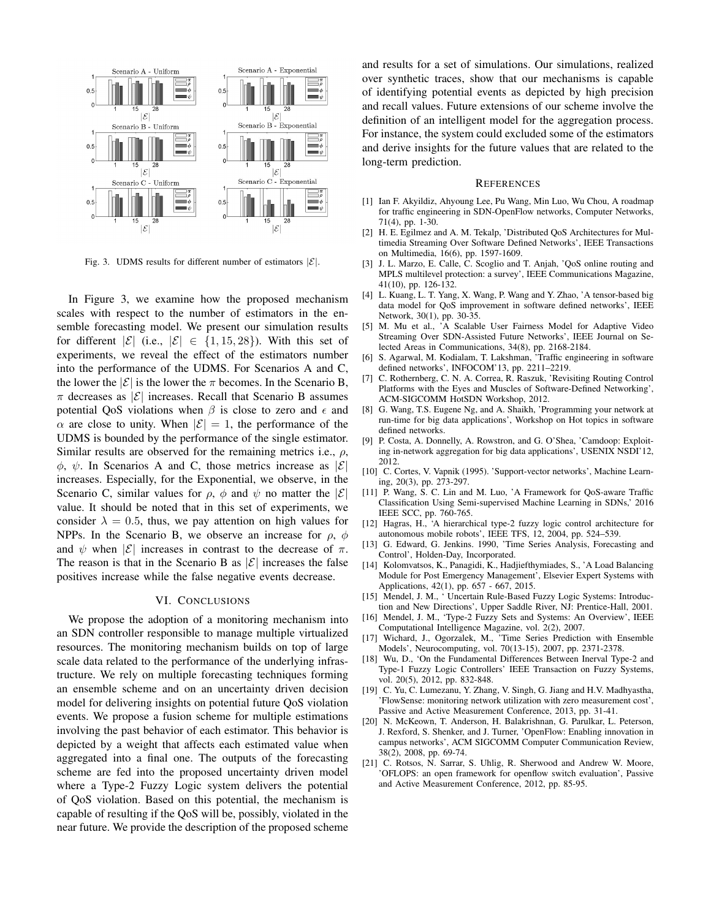Scenario A - Uniform

1
0.5
0
1 15 28
$|\mathcal{E}|$

Scenario A - Exponential

1
0.5
0
1 15 28
$|\mathcal{E}|$

Scenario B - Uniform

1
0.5
0
1 15 28
$|\mathcal{E}|$

Scenario B - Exponential

1
0.5
0
1 15 28
$|\mathcal{E}|$

Scenario C - Uniform

1
0.5
0
1 15 28
$|\mathcal{E}|$

Scenario C - Exponential

1
0.5
0
1 15 28
$|\mathcal{E}|$

$\pi$ $\rho$ $\phi$ $\psi$

Fig. 3. UDMS results for different number of estimators $|\mathcal{E}|$.

In Figure 3, we examine how the proposed mechanism scales with respect to the number of estimators in the ensemble forecasting model. We present our simulation results for different $|\mathcal{E}|$ (i.e., $|\mathcal{E}| \in \{1, 15, 28\}$). With this set of experiments, we reveal the effect of the estimators number into the performance of the UDMS. For Scenarios A and C, the lower the $|\mathcal{E}|$ is the lower the $\pi$ becomes. In the Scenario B, $\pi$ decreases as $|\mathcal{E}|$ increases. Recall that Scenario B assumes potential QoS violations when $\beta$ is close to zero and $\epsilon$ and $\alpha$ are close to unity. When $|\mathcal{E}| = 1$, the performance of the UDMS is bounded by the performance of the single estimator. Similar results are observed for the remaining metrics i.e., $\rho$, $\phi$, $\psi$. In Scenarios A and C, those metrics increase as $|\mathcal{E}|$ increases. Especially, for the Exponential, we observe, in the Scenario C, similar values for $\rho$, $\phi$ and $\psi$ no matter the $|\mathcal{E}|$ value. It should be noted that in this set of experiments, we consider $\lambda = 0.5$, thus, we pay attention on high values for NPPs. In the Scenario B, we observe an increase for $\rho$, $\phi$ and $\psi$ when $|\mathcal{E}|$ increases in contrast to the decrease of $\pi$. The reason is that in the Scenario B as $|\mathcal{E}|$ increases the false positives increase while the false negative events decrease.

## VI. Conclusions

We propose the adoption of a monitoring mechanism into an SDN controller responsible to manage multiple virtualized resources. The monitoring mechanism builds on top of large scale data related to the performance of the underlying infrastructure. We rely on multiple forecasting techniques forming an ensemble scheme and on an uncertainty driven decision model for delivering insights on potential future QoS violation events. We propose a fusion scheme for multiple estimations involving the past behavior of each estimator. This behavior is depicted by a weight that affects each estimated value when aggregated into a final one. The outputs of the forecasting scheme are fed into the proposed uncertainty driven model where a Type-2 Fuzzy Logic system delivers the potential of QoS violation. Based on this potential, the mechanism is capable of resulting if the QoS will be, possibly, violated in the near future. We provide the description of the proposed scheme and results for a set of simulations. Our simulations, realized over synthetic traces, show that our mechanisms is capable of identifying potential events as depicted by high precision and recall values. Future extensions of our scheme involve the definition of an intelligent model for the aggregation process. For instance, the system could excluded some of the estimators and derive insights for the future values that are related to the long-term prediction.

## References

[1] Ian F. Akyildiz, Ahyoung Lee, Pu Wang, Min Luo, Wu Chou, A roadmap for traffic engineering in SDN-OpenFlow networks, Computer Networks, 71(4), pp. 1-30.

[2] H. E. Egilmez and A. M. Tekalp, 'Distributed QoS Architectures for Multimedia Streaming Over Software Defined Networks', IEEE Transactions on Multimedia, 16(6), pp. 1597-1609.

[3] J. L. Marzo, E. Calle, C. Scoglio and T. Anjah, 'QoS online routing and MPLS multilevel protection: a survey', IEEE Communications Magazine, 41(10), pp. 126-132.

[4] L. Kuang, L. T. Yang, X. Wang, P. Wang and Y. Zhao, 'A tensor-based big data model for QoS improvement in software defined networks', IEEE Network, 30(1), pp. 30-35.

[5] M. Mu et al., 'A Scalable User Fairness Model for Adaptive Video Streaming Over SDN-Assisted Future Networks', IEEE Journal on Selected Areas in Communications, 34(8), pp. 2168-2184.

[6] S. Agarwal, M. Kodialam, T. Lakshman, 'Traffic engineering in software defined networks', INFOCOM'13, pp. 2211–2219.

[7] C. Rothenberg, C. N. A. Correa, R. Raszuk, 'Revisiting Routing Control Platforms with the Eyes and Muscles of Software-Defined Networking', ACM-SIGCOMM HotSDN Workshop, 2012.

[8] G. Wang, T.S. Eugene Ng, and A. Shaikh, 'Programming your network at run-time for big data applications', Workshop on Hot topics in software defined networks.

[9] P. Costa, A. Donnelly, A. Rowstron, and G. O'Shea, 'Camdoop: Exploiting in-network aggregation for big data applications', USENIX NSDI'12, 2012.

[10] C. Cortes, V. Vapnik (1995). 'Support-vector networks', Machine Learning, 20(3), pp. 273-297.

[11] P. Wang, S. C. Lin and M. Luo, 'A Framework for QoS-aware Traffic Classification Using Semi-supervised Machine Learning in SDNs,' 2016 IEEE SCC, pp. 760-765.

[12] Hagras, H., 'A hierarchical type-2 fuzzy logic control architecture for autonomous mobile robots', IEEE TFS, 12, 2004, pp. 524–539.

[13] G. Edward, G. Jenkins. 1990, 'Time Series Analysis, Forecasting and Control', Holden-Day, Incorporated.

[14] Kolomvatsos, K., Panagidi, K., Hadjiefthymiades, S., 'A Load Balancing Module for Post Emergency Management', Elsevier Expert Systems with Applications, 42(1), pp. 657 - 667, 2015.

[15] Mendel, J. M., ' Uncertain Rule-Based Fuzzy Logic Systems: Introduction and New Directions', Upper Saddle River, NJ: Prentice-Hall, 2001.

[16] Mendel, J. M., 'Type-2 Fuzzy Sets and Systems: An Overview', IEEE Computational Intelligence Magazine, vol. 2(2), 2007.

[17] Wichard, J., Ogorzalek, M., 'Time Series Prediction with Ensemble Models', Neurocomputing, vol. 70(13-15), 2007, pp. 2371-2378.

[18] Wu, D., 'On the Fundamental Differences Between Inerval Type-2 and Type-1 Fuzzy Logic Controllers' IEEE Transaction on Fuzzy Systems, vol. 20(5), 2012, pp. 832-848.

[19] C. Yu, C. Lumezanu, Y. Zhang, V. Singh, G. Jiang and H.V. Madhyastha, 'FlowSense: monitoring network utilization with zero measurement cost', Passive and Active Measurement Conference, 2013, pp. 31-41.

[20] N. McKeown, T. Anderson, H. Balakrishnan, G. Parulkar, L. Peterson, J. Rexford, S. Shenker, and J. Turner, 'OpenFlow: Enabling innovation in campus networks', ACM SIGCOMM Computer Communication Review, 38(2), 2008, pp. 69-74.

[21] C. Rotsos, N. Sarrar, S. Uhlig, R. Sherwood and Andrew W. Moore, 'OFLOPS: an open framework for openflow switch evaluation', Passive and Active Measurement Conference, 2012, pp. 85-95.